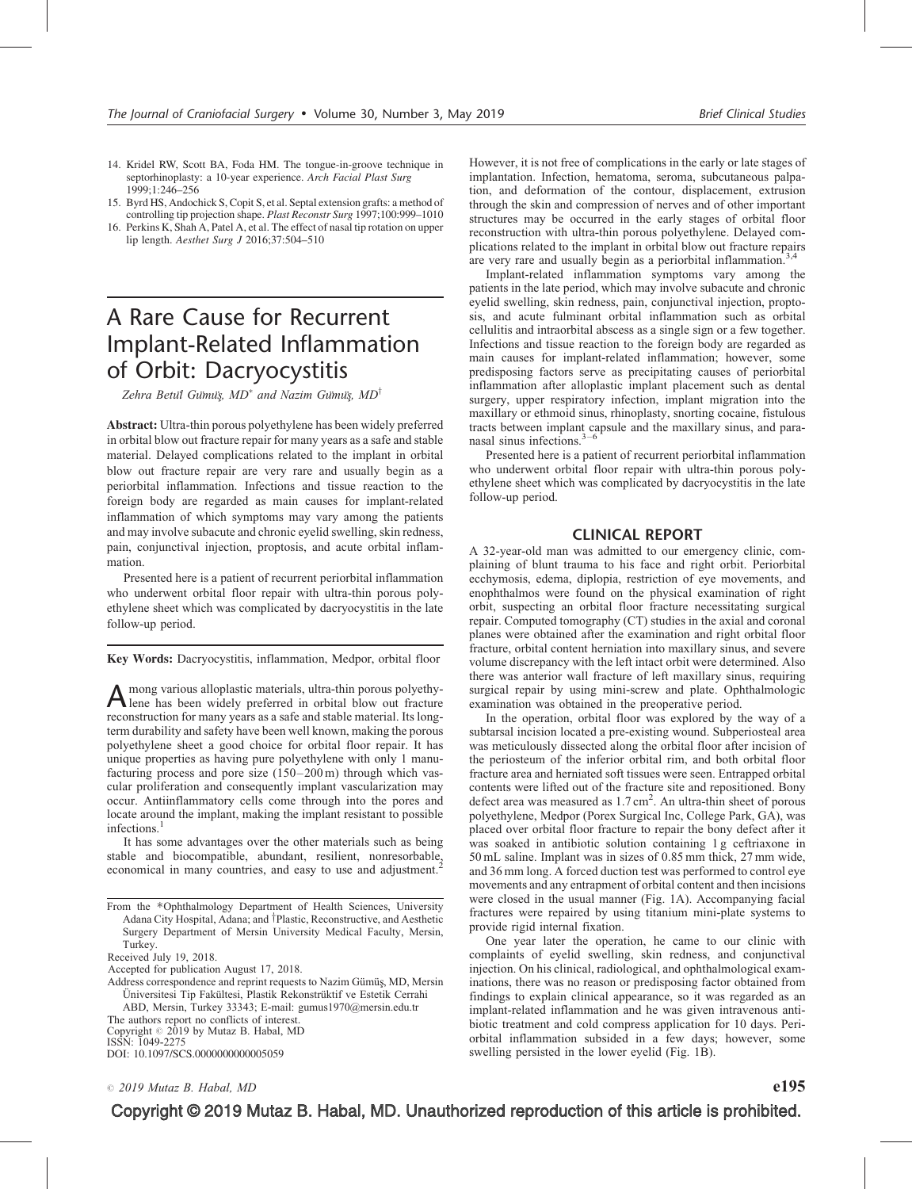14. Kridel RW, Scott BA, Foda HM. The tongue-in-groove technique in septorhinoplasty: a 10-year experience. *Arch Facial Plast Surg* 1999;1:246–256
15. Byrd HS, Andochick S, Copit S, et al. Septal extension grafts: a method of controlling tip projection shape. *Plast Reconstr Surg* 1997;100:999–1010
16. Perkins K, Shah A, Patel A, et al. The effect of nasal tip rotation on upper lip length. *Aesthet Surg J* 2016;37:504–510

# A Rare Cause for Recurrent Implant-Related Inflammation of Orbit: Dacryocystitis

*Zehra Betül Gümüş, MD[*] and Nazim Gümüş, MD[†]*

**Abstract:** Ultra-thin porous polyethylene has been widely preferred in orbital blow out fracture repair for many years as a safe and stable material. Delayed complications related to the implant in orbital blow out fracture repair are very rare and usually begin as a periorbital inflammation. Infections and tissue reaction to the foreign body are regarded as main causes for implant-related inflammation of which symptoms may vary among the patients and may involve subacute and chronic eyelid swelling, skin redness, pain, conjunctival injection, proptosis, and acute orbital inflammation.

Presented here is a patient of recurrent periorbital inflammation who underwent orbital floor repair with ultra-thin porous polyethylene sheet which was complicated by dacryocystitis in the late follow-up period.

**Key Words:** Dacryocystitis, inflammation, Medpor, orbital floor

Among various alloplastic materials, ultra-thin porous polyethylene has been widely preferred in orbital blow out fracture reconstruction for many years as a safe and stable material. Its long-term durability and safety have been well known, making the porous polyethylene sheet a good choice for orbital floor repair. It has unique properties as having pure polyethylene with only 1 manufacturing process and pore size (150–200 m) through which vascular proliferation and consequently implant vascularization may occur. Antiinflammatory cells come through into the pores and locate around the implant, making the implant resistant to possible infections.[1]

It has some advantages over the other materials such as being stable and biocompatible, abundant, resilient, nonresorbable, economical in many countries, and easy to use and adjustment.[2]

From the *Ophthalmology Department of Health Sciences, University Adana City Hospital, Adana; and †Plastic, Reconstructive, and Aesthetic Surgery Department of Mersin University Medical Faculty, Mersin, Turkey.

Received July 19, 2018.

Accepted for publication August 17, 2018.

Address correspondence and reprint requests to Nazim Gümüş, MD, Mersin Üniversitesi Tip Fakültesi, Plastik Rekonstrüktif ve Estetik Cerrahi ABD, Mersin, Turkey 33343; E-mail: gumus1970@mersin.edu.tr

The authors report no conflicts of interest.

Copyright © 2019 by Mutaz B. Habal, MD

ISSN: 1049-2275

DOI: 10.1097/SCS.0000000000005059

However, it is not free of complications in the early or late stages of implantation. Infection, hematoma, seroma, subcutaneous palpation, and deformation of the contour, displacement, extrusion through the skin and compression of nerves and of other important structures may be occurred in the early stages of orbital floor reconstruction with ultra-thin porous polyethylene. Delayed complications related to the implant in orbital blow out fracture repairs are very rare and usually begin as a periorbital inflammation.[3,4]

Implant-related inflammation symptoms vary among the patients in the late period, which may involve subacute and chronic eyelid swelling, skin redness, pain, conjunctival injection, proptosis, and acute fulminant orbital inflammation such as orbital cellulitis and intraorbital abscess as a single sign or a few together. Infections and tissue reaction to the foreign body are regarded as main causes for implant-related inflammation; however, some predisposing factors serve as precipitating causes of periorbital inflammation after alloplastic implant placement such as dental surgery, upper respiratory infection, implant migration into the maxillary or ethmoid sinus, rhinoplasty, snorting cocaine, fistulous tracts between implant capsule and the maxillary sinus, and paranasal sinus infections.[3–6]

Presented here is a patient of recurrent periorbital inflammation who underwent orbital floor repair with ultra-thin porous polyethylene sheet which was complicated by dacryocystitis in the late follow-up period.

## CLINICAL REPORT

A 32-year-old man was admitted to our emergency clinic, complaining of blunt trauma to his face and right orbit. Periorbital ecchymosis, edema, diplopia, restriction of eye movements, and enophthalmos were found on the physical examination of right orbit, suspecting an orbital floor fracture necessitating surgical repair. Computed tomography (CT) studies in the axial and coronal planes were obtained after the examination and right orbital floor fracture, orbital content herniation into maxillary sinus, and severe volume discrepancy with the left intact orbit were determined. Also there was anterior wall fracture of left maxillary sinus, requiring surgical repair by using mini-screw and plate. Ophthalmologic examination was obtained in the preoperative period.

In the operation, orbital floor was explored by the way of a subtarsal incision located a pre-existing wound. Subperiosteal area was meticulously dissected along the orbital floor after incision of the periosteum of the inferior orbital rim, and both orbital floor fracture area and herniated soft tissues were seen. Entrapped orbital contents were lifted out of the fracture site and repositioned. Bony defect area was measured as $1.7\,cm^2$. An ultra-thin sheet of porous polyethylene, Medpor (Porex Surgical Inc, College Park, GA), was placed over orbital floor fracture to repair the bony defect after it was soaked in antibiotic solution containing 1 g ceftriaxone in 50 mL saline. Implant was in sizes of 0.85 mm thick, 27 mm wide, and 36 mm long. A forced duction test was performed to control eye movements and any entrapment of orbital content and then incisions were closed in the usual manner (Fig. 1A). Accompanying facial fractures were repaired by using titanium mini-plate systems to provide rigid internal fixation.

One year later the operation, he came to our clinic with complaints of eyelid swelling, skin redness, and conjunctival injection. On his clinical, radiological, and ophthalmological examinations, there was no reason or predisposing factor obtained from findings to explain clinical appearance, so it was regarded as an implant-related inflammation and he was given intravenous antibiotic treatment and cold compress application for 10 days. Periorbital inflammation subsided in a few days; however, some swelling persisted in the lower eyelid (Fig. 1B).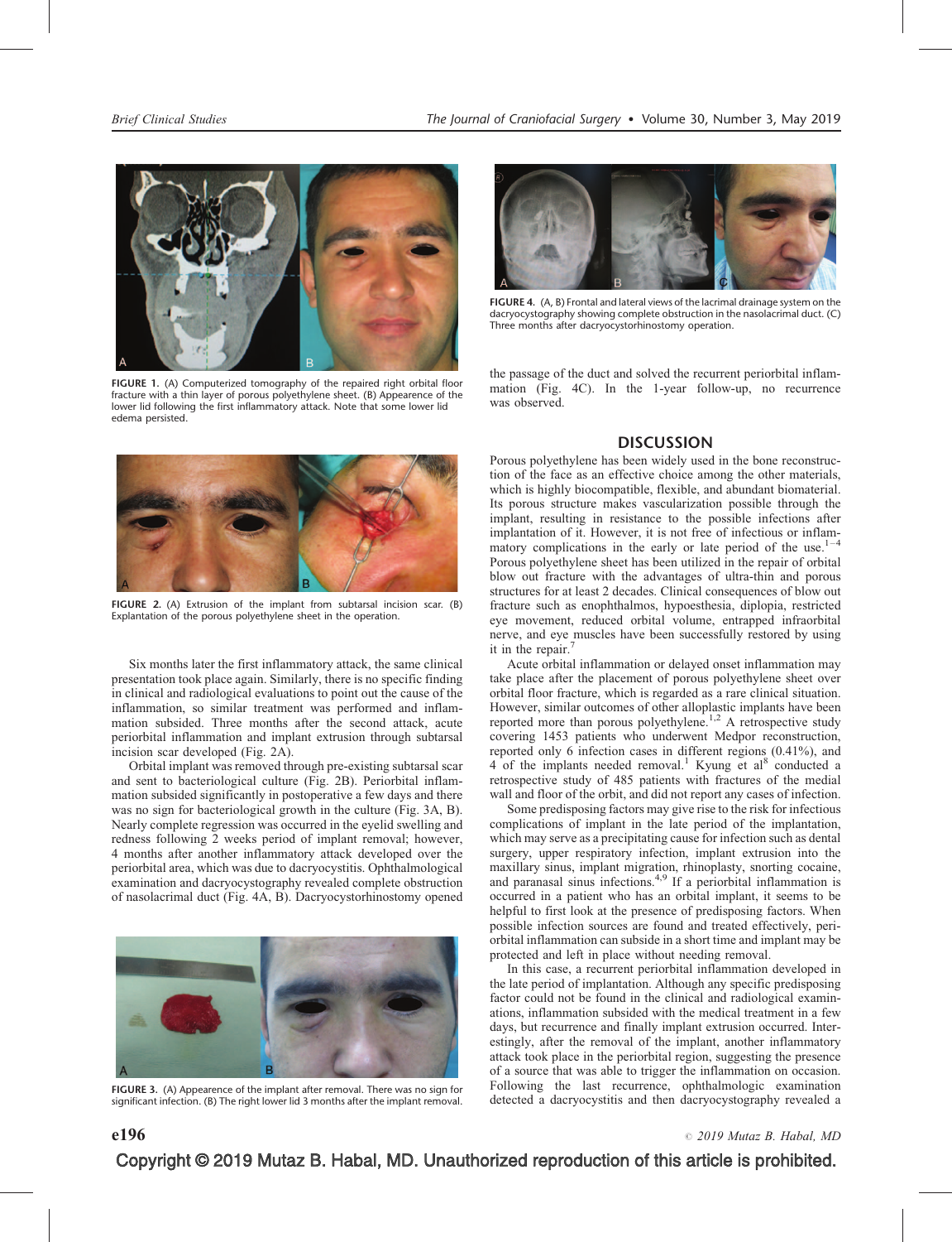FIGURE 1. (A) Computerized tomography of the repaired right orbital floor fracture with a thin layer of porous polyethylene sheet. (B) Appearence of the lower lid following the first inflammatory attack. Note that some lower lid edema persisted.

FIGURE 2. (A) Extrusion of the implant from subtarsal incision scar. (B) Explantation of the porous polyethylene sheet in the operation.

Six months later the first inflammatory attack, the same clinical presentation took place again. Similarly, there is no specific finding in clinical and radiological evaluations to point out the cause of the inflammation, so similar treatment was performed and inflammation subsided. Three months after the second attack, acute periorbital inflammation and implant extrusion through subtarsal incision scar developed (Fig. 2A).

Orbital implant was removed through pre-existing subtarsal scar and sent to bacteriological culture (Fig. 2B). Periorbital inflammation subsided significantly in postoperative a few days and there was no sign for bacteriological growth in the culture (Fig. 3A, B). Nearly complete regression was occurred in the eyelid swelling and redness following 2 weeks period of implant removal; however, 4 months after another inflammatory attack developed over the periorbital area, which was due to dacryocystitis. Ophthalmological examination and dacryocystography revealed complete obstruction of nasolacrimal duct (Fig. 4A, B). Dacryocystorhinostomy opened the passage of the duct and solved the recurrent periorbital inflammation (Fig. 4C). In the 1-year follow-up, no recurrence was observed.

FIGURE 3. (A) Appearence of the implant after removal. There was no sign for significant infection. (B) The right lower lid 3 months after the implant removal.

FIGURE 4. (A, B) Frontal and lateral views of the lacrimal drainage system on the dacryocystography showing complete obstruction in the nasolacrimal duct. (C) Three months after dacryocystorhinostomy operation.

## DISCUSSION

Porous polyethylene has been widely used in the bone reconstruction of the face as an effective choice among the other materials, which is highly biocompatible, flexible, and abundant biomaterial. Its porous structure makes vascularization possible through the implant, resulting in resistance to the possible infections after implantation of it. However, it is not free of infectious or inflammatory complications in the early or late period of the use.[1–4] Porous polyethylene sheet has been utilized in the repair of orbital blow out fracture with the advantages of ultra-thin and porous structures for at least 2 decades. Clinical consequences of blow out fracture such as enophthalmos, hypoesthesia, diplopia, restricted eye movement, reduced orbital volume, entrapped infraorbital nerve, and eye muscles have been successfully restored by using it in the repair.[7]

Acute orbital inflammation or delayed onset inflammation may take place after the placement of porous polyethylene sheet over orbital floor fracture, which is regarded as a rare clinical situation. However, similar outcomes of other alloplastic implants have been reported more than porous polyethylene.[1,2] A retrospective study covering 1453 patients who underwent Medpor reconstruction, reported only 6 infection cases in different regions (0.41%), and 4 of the implants needed removal.[1] Kyung et al[8] conducted a retrospective study of 485 patients with fractures of the medial wall and floor of the orbit, and did not report any cases of infection.

Some predisposing factors may give rise to the risk for infectious complications of implant in the late period of the implantation, which may serve as a precipitating cause for infection such as dental surgery, upper respiratory infection, implant extrusion into the maxillary sinus, implant migration, rhinoplasty, snorting cocaine, and paranasal sinus infections.[4,9] If a periorbital inflammation is occurred in a patient who has an orbital implant, it seems to be helpful to first look at the presence of predisposing factors. When possible infection sources are found and treated effectively, periorbital inflammation can subside in a short time and implant may be protected and left in place without needing removal.

In this case, a recurrent periorbital inflammation developed in the late period of implantation. Although any specific predisposing factor could not be found in the clinical and radiological examinations, inflammation subsided with the medical treatment in a few days, but recurrence and finally implant extrusion occurred. Interestingly, after the removal of the implant, another inflammatory attack took place in the periorbital region, suggesting the presence of a source that was able to trigger the inflammation on occasion. Following the last recurrence, ophthalmologic examination detected a dacryocystitis and then dacryocystography revealed a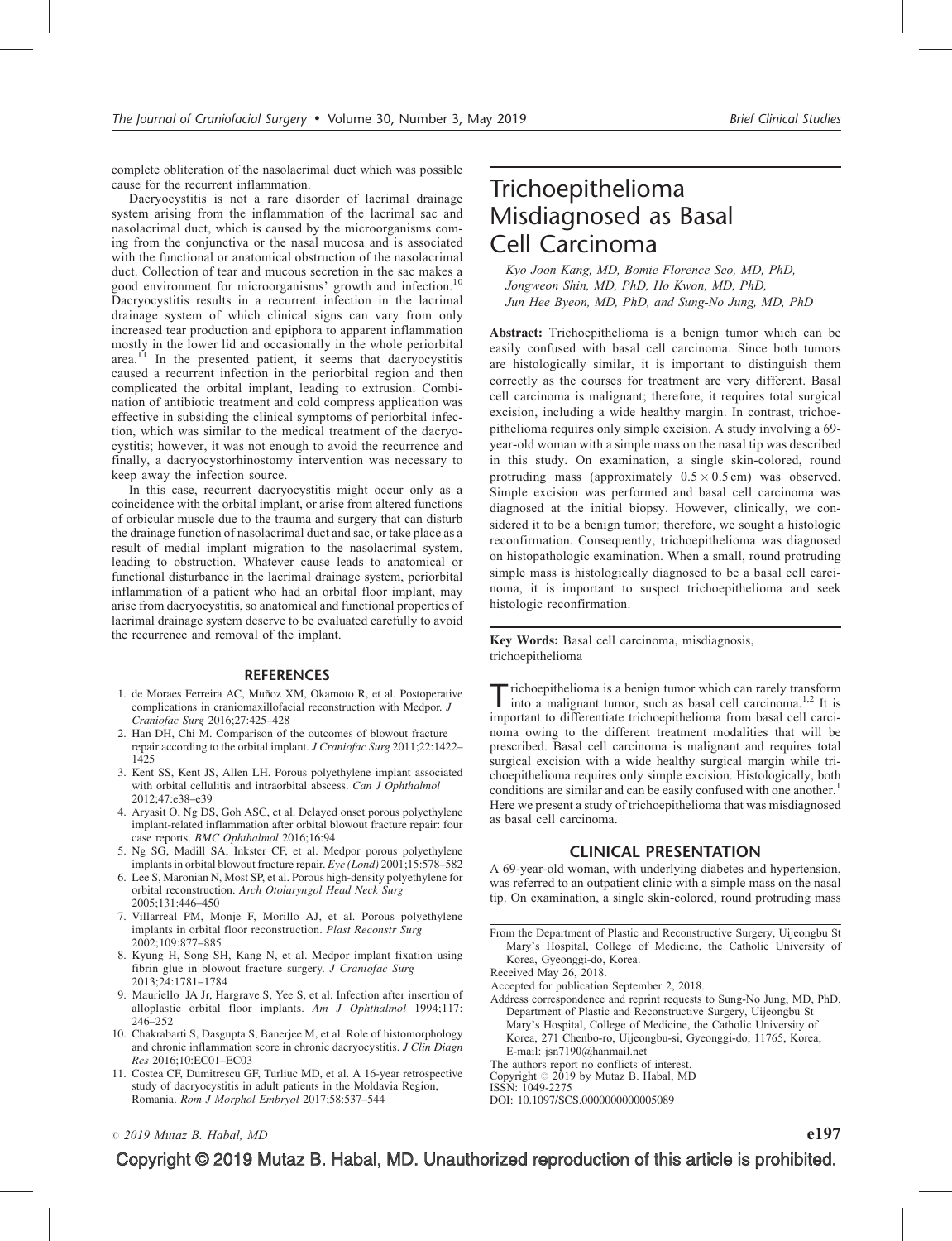complete obliteration of the nasolacrimal duct which was possible cause for the recurrent inflammation.

Dacryocystitis is not a rare disorder of lacrimal drainage system arising from the inflammation of the lacrimal sac and nasolacrimal duct, which is caused by the microorganisms coming from the conjunctiva or the nasal mucosa and is associated with the functional or anatomical obstruction of the nasolacrimal duct. Collection of tear and mucous secretion in the sac makes a good environment for microorganisms' growth and infection.[10] Dacryocystitis results in a recurrent infection in the lacrimal drainage system of which clinical signs can vary from only increased tear production and epiphora to apparent inflammation mostly in the lower lid and occasionally in the whole periorbital area.[11] In the presented patient, it seems that dacryocystitis caused a recurrent infection in the periorbital region and then complicated the orbital implant, leading to extrusion. Combination of antibiotic treatment and cold compress application was effective in subsiding the clinical symptoms of periorbital infection, which was similar to the medical treatment of the dacryocystitis; however, it was not enough to avoid the recurrence and finally, a dacryocystorhinostomy intervention was necessary to keep away the infection source.

In this case, recurrent dacryocystitis might occur only as a coincidence with the orbital implant, or arise from altered functions of orbicular muscle due to the trauma and surgery that can disturb the drainage function of nasolacrimal duct and sac, or take place as a result of medial implant migration to the nasolacrimal system, leading to obstruction. Whatever cause leads to anatomical or functional disturbance in the lacrimal drainage system, periorbital inflammation of a patient who had an orbital floor implant, may arise from dacryocystitis, so anatomical and functional properties of lacrimal drainage system deserve to be evaluated carefully to avoid the recurrence and removal of the implant.

## REFERENCES

1. de Moraes Ferreira AC, Muñoz XM, Okamoto R, et al. Postoperative complications in craniomaxillofacial reconstruction with Medpor. *J Craniofac Surg* 2016;27:425–428
2. Han DH, Chi M. Comparison of the outcomes of blowout fracture repair according to the orbital implant. *J Craniofac Surg* 2011;22:1422–1425
3. Kent SS, Kent JS, Allen LH. Porous polyethylene implant associated with orbital cellulitis and intraorbital abscess. *Can J Ophthalmol* 2012;47:e38–e39
4. Aryasit O, Ng DS, Goh ASC, et al. Delayed onset porous polyethylene implant-related inflammation after orbital blowout fracture repair: four case reports. *BMC Ophthalmol* 2016;16:94
5. Ng SG, Madill SA, Inkster CF, et al. Medpor porous polyethylene implants in orbital blowout fracture repair. *Eye (Lond)* 2001;15:578–582
6. Lee S, Maronian N, Most SP, et al. Porous high-density polyethylene for orbital reconstruction. *Arch Otolaryngol Head Neck Surg* 2005;131:446–450
7. Villarreal PM, Monje F, Morillo AJ, et al. Porous polyethylene implants in orbital floor reconstruction. *Plast Reconstr Surg* 2002;109:877–885
8. Kyung H, Song SH, Kang N, et al. Medpor implant fixation using fibrin glue in blowout fracture surgery. *J Craniofac Surg* 2013;24:1781–1784
9. Mauriello JA Jr, Hargrave S, Yee S, et al. Infection after insertion of alloplastic orbital floor implants. *Am J Ophthalmol* 1994;117:246–252
10. Chakrabarti S, Dasgupta S, Banerjee M, et al. Role of histomorphology and chronic inflammation score in chronic dacryocystitis. *J Clin Diagn Res* 2016;10:EC01–EC03
11. Costea CF, Dumitrescu GF, Turliuc MD, et al. A 16-year retrospective study of dacryocystitis in adult patients in the Moldavia Region, Romania. *Rom J Morphol Embryol* 2017;58:537–544

# Trichoepithelioma Misdiagnosed as Basal Cell Carcinoma

*Kyo Joon Kang, MD, Bomie Florence Seo, MD, PhD, Jongweon Shin, MD, PhD, Ho Kwon, MD, PhD, Jun Hee Byeon, MD, PhD, and Sung-No Jung, MD, PhD*

**Abstract:** Trichoepithelioma is a benign tumor which can be easily confused with basal cell carcinoma. Since both tumors are histologically similar, it is important to distinguish them correctly as the courses for treatment are very different. Basal cell carcinoma is malignant; therefore, it requires total surgical excision, including a wide healthy margin. In contrast, trichoepithelioma requires only simple excision. A study involving a 69-year-old woman with a simple mass on the nasal tip was described in this study. On examination, a single skin-colored, round protruding mass (approximately $0.5 \times 0.5$ cm) was observed. Simple excision was performed and basal cell carcinoma was diagnosed at the initial biopsy. However, clinically, we considered it to be a benign tumor; therefore, we sought a histologic reconfirmation. Consequently, trichoepithelioma was diagnosed on histopathologic examination. When a small, round protruding simple mass is histologically diagnosed to be a basal cell carcinoma, it is important to suspect trichoepithelioma and seek histologic reconfirmation.

**Key Words:** Basal cell carcinoma, misdiagnosis, trichoepithelioma

Trichoepithelioma is a benign tumor which can rarely transform into a malignant tumor, such as basal cell carcinoma.[1,2] It is important to differentiate trichoepithelioma from basal cell carcinoma owing to the different treatment modalities that will be prescribed. Basal cell carcinoma is malignant and requires total surgical excision with a wide healthy surgical margin while trichoepithelioma requires only simple excision. Histologically, both conditions are similar and can be easily confused with one another.[1] Here we present a study of trichoepithelioma that was misdiagnosed as basal cell carcinoma.

## CLINICAL PRESENTATION

A 69-year-old woman, with underlying diabetes and hypertension, was referred to an outpatient clinic with a simple mass on the nasal tip. On examination, a single skin-colored, round protruding mass

From the Department of Plastic and Reconstructive Surgery, Uijeongbu St Mary's Hospital, College of Medicine, the Catholic University of Korea, Gyeonggi-do, Korea.

Received May 26, 2018.

Accepted for publication September 2, 2018.

Address correspondence and reprint requests to Sung-No Jung, MD, PhD, Department of Plastic and Reconstructive Surgery, Uijeongbu St Mary's Hospital, College of Medicine, the Catholic University of Korea, 271 Chenbo-ro, Uijeongbu-si, Gyeonggi-do, 11765, Korea; E-mail: jsn7190@hanmail.net

The authors report no conflicts of interest.

Copyright © 2019 by Mutaz B. Habal, MD

ISSN: 1049-2275

DOI: 10.1097/SCS.0000000000005089